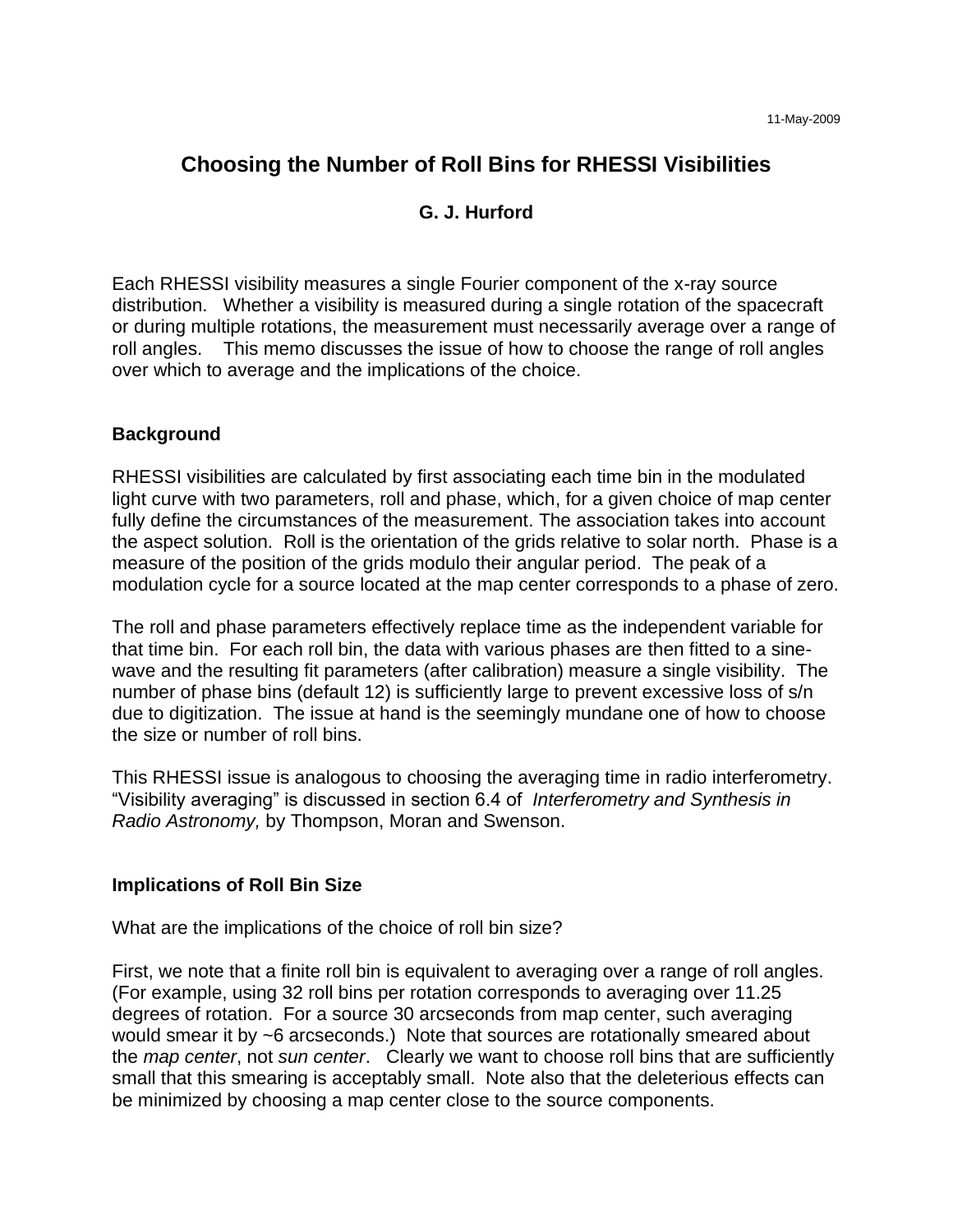11-May-2009

# Choosing the Number of Roll Bins for RHESSI Visibilities

**G. J. Hurford**

Each RHESSI visibility measures a single Fourier component of the x-ray source distribution. Whether a visibility is measured during a single rotation of the spacecraft or during multiple rotations, the measurement must necessarily average over a range of roll angles. This memo discusses the issue of how to choose the range of roll angles over which to average and the implications of the choice.

## Background

RHESSI visibilities are calculated by first associating each time bin in the modulated light curve with two parameters, roll and phase, which, for a given choice of map center fully define the circumstances of the measurement. The association takes into account the aspect solution. Roll is the orientation of the grids relative to solar north. Phase is a measure of the position of the grids modulo their angular period. The peak of a modulation cycle for a source located at the map center corresponds to a phase of zero.

The roll and phase parameters effectively replace time as the independent variable for that time bin. For each roll bin, the data with various phases are then fitted to a sine-wave and the resulting fit parameters (after calibration) measure a single visibility. The number of phase bins (default 12) is sufficiently large to prevent excessive loss of s/n due to digitization. The issue at hand is the seemingly mundane one of how to choose the size or number of roll bins.

This RHESSI issue is analogous to choosing the averaging time in radio interferometry. "Visibility averaging" is discussed in section 6.4 of *Interferometry and Synthesis in Radio Astronomy,* by Thompson, Moran and Swenson.

## Implications of Roll Bin Size

What are the implications of the choice of roll bin size?

First, we note that a finite roll bin is equivalent to averaging over a range of roll angles. (For example, using 32 roll bins per rotation corresponds to averaging over 11.25 degrees of rotation. For a source 30 arcseconds from map center, such averaging would smear it by ~6 arcseconds.) Note that sources are rotationally smeared about the *map center*, not *sun center*. Clearly we want to choose roll bins that are sufficiently small that this smearing is acceptably small. Note also that the deleterious effects can be minimized by choosing a map center close to the source components.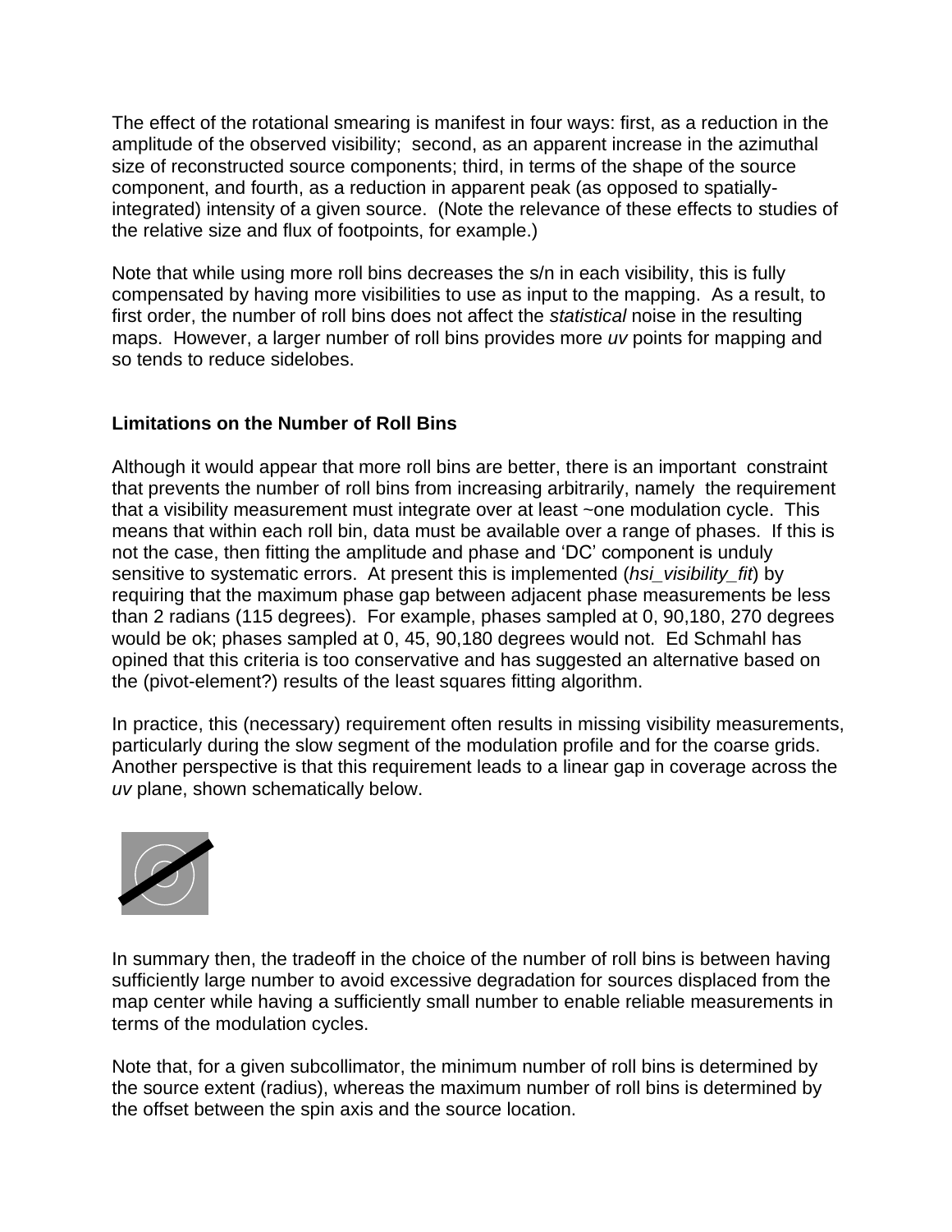The effect of the rotational smearing is manifest in four ways: first, as a reduction in the amplitude of the observed visibility; second, as an apparent increase in the azimuthal size of reconstructed source components; third, in terms of the shape of the source component, and fourth, as a reduction in apparent peak (as opposed to spatially-integrated) intensity of a given source. (Note the relevance of these effects to studies of the relative size and flux of footpoints, for example.)

Note that while using more roll bins decreases the s/n in each visibility, this is fully compensated by having more visibilities to use as input to the mapping. As a result, to first order, the number of roll bins does not affect the *statistical* noise in the resulting maps. However, a larger number of roll bins provides more *uv* points for mapping and so tends to reduce sidelobes.

**Limitations on the Number of Roll Bins**

Although it would appear that more roll bins are better, there is an important constraint that prevents the number of roll bins from increasing arbitrarily, namely the requirement that a visibility measurement must integrate over at least ~one modulation cycle. This means that within each roll bin, data must be available over a range of phases. If this is not the case, then fitting the amplitude and phase and 'DC' component is unduly sensitive to systematic errors. At present this is implemented (*hsi_visibility_fit*) by requiring that the maximum phase gap between adjacent phase measurements be less than 2 radians (115 degrees). For example, phases sampled at 0, 90,180, 270 degrees would be ok; phases sampled at 0, 45, 90,180 degrees would not. Ed Schmahl has opined that this criteria is too conservative and has suggested an alternative based on the (pivot-element?) results of the least squares fitting algorithm.

In practice, this (necessary) requirement often results in missing visibility measurements, particularly during the slow segment of the modulation profile and for the coarse grids. Another perspective is that this requirement leads to a linear gap in coverage across the *uv* plane, shown schematically below.

In summary then, the tradeoff in the choice of the number of roll bins is between having sufficiently large number to avoid excessive degradation for sources displaced from the map center while having a sufficiently small number to enable reliable measurements in terms of the modulation cycles.

Note that, for a given subcollimator, the minimum number of roll bins is determined by the source extent (radius), whereas the maximum number of roll bins is determined by the offset between the spin axis and the source location.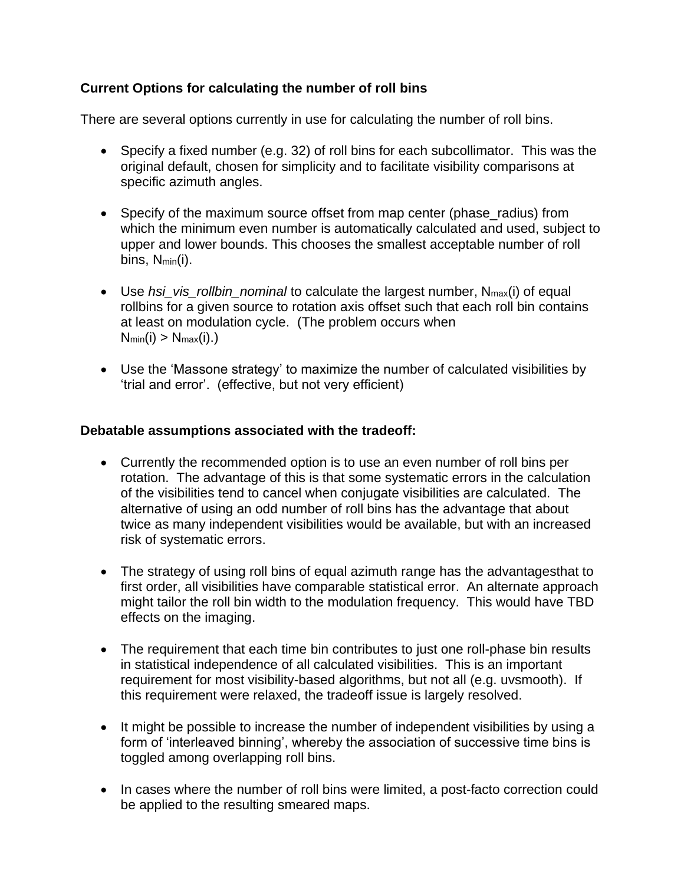**Current Options for calculating the number of roll bins**

There are several options currently in use for calculating the number of roll bins.

- Specify a fixed number (e.g. 32) of roll bins for each subcollimator. This was the original default, chosen for simplicity and to facilitate visibility comparisons at specific azimuth angles.
- Specify of the maximum source offset from map center (phase_radius) from which the minimum even number is automatically calculated and used, subject to upper and lower bounds. This chooses the smallest acceptable number of roll bins, $N_{min}(i)$.
- Use *hsi_vis_rollbin_nominal* to calculate the largest number, $N_{max}(i)$ of equal rollbins for a given source to rotation axis offset such that each roll bin contains at least on modulation cycle. (The problem occurs when $N_{min}(i) > N_{max}(i)$.)
- Use the 'Massone strategy' to maximize the number of calculated visibilities by 'trial and error'. (effective, but not very efficient)

**Debatable assumptions associated with the tradeoff:**

- Currently the recommended option is to use an even number of roll bins per rotation. The advantage of this is that some systematic errors in the calculation of the visibilities tend to cancel when conjugate visibilities are calculated. The alternative of using an odd number of roll bins has the advantage that about twice as many independent visibilities would be available, but with an increased risk of systematic errors.
- The strategy of using roll bins of equal azimuth range has the advantagesthat to first order, all visibilities have comparable statistical error. An alternate approach might tailor the roll bin width to the modulation frequency. This would have TBD effects on the imaging.
- The requirement that each time bin contributes to just one roll-phase bin results in statistical independence of all calculated visibilities. This is an important requirement for most visibility-based algorithms, but not all (e.g. uvsmooth). If this requirement were relaxed, the tradeoff issue is largely resolved.
- It might be possible to increase the number of independent visibilities by using a form of 'interleaved binning', whereby the association of successive time bins is toggled among overlapping roll bins.
- In cases where the number of roll bins were limited, a post-facto correction could be applied to the resulting smeared maps.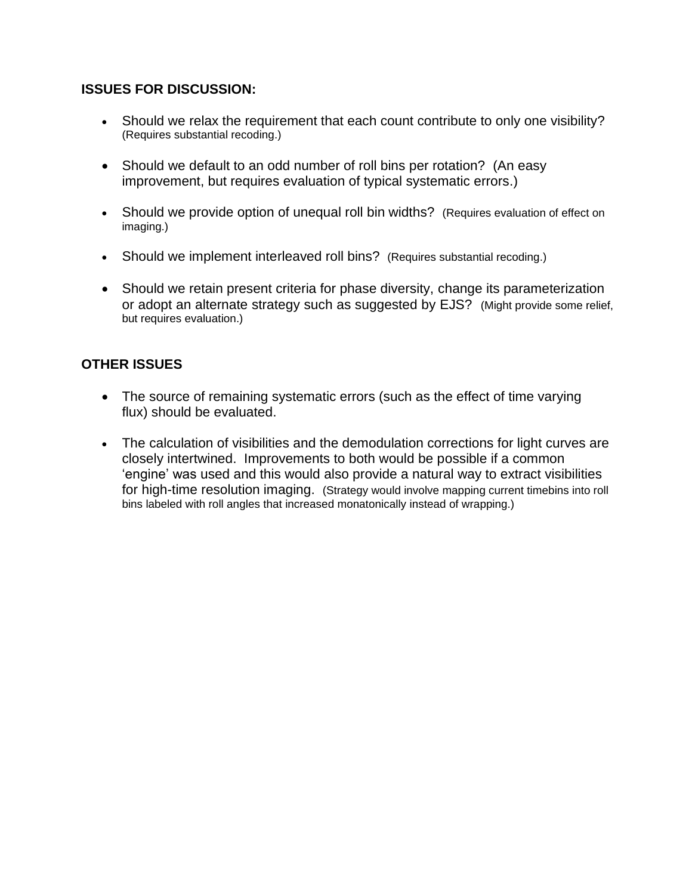**ISSUES FOR DISCUSSION:**

- Should we relax the requirement that each count contribute to only one visibility? (Requires substantial recoding.)
- Should we default to an odd number of roll bins per rotation? (An easy improvement, but requires evaluation of typical systematic errors.)
- Should we provide option of unequal roll bin widths? (Requires evaluation of effect on imaging.)
- Should we implement interleaved roll bins? (Requires substantial recoding.)
- Should we retain present criteria for phase diversity, change its parameterization or adopt an alternate strategy such as suggested by EJS? (Might provide some relief, but requires evaluation.)

**OTHER ISSUES**

- The source of remaining systematic errors (such as the effect of time varying flux) should be evaluated.
- The calculation of visibilities and the demodulation corrections for light curves are closely intertwined. Improvements to both would be possible if a common 'engine' was used and this would also provide a natural way to extract visibilities for high-time resolution imaging. (Strategy would involve mapping current timebins into roll bins labeled with roll angles that increased monatonically instead of wrapping.)